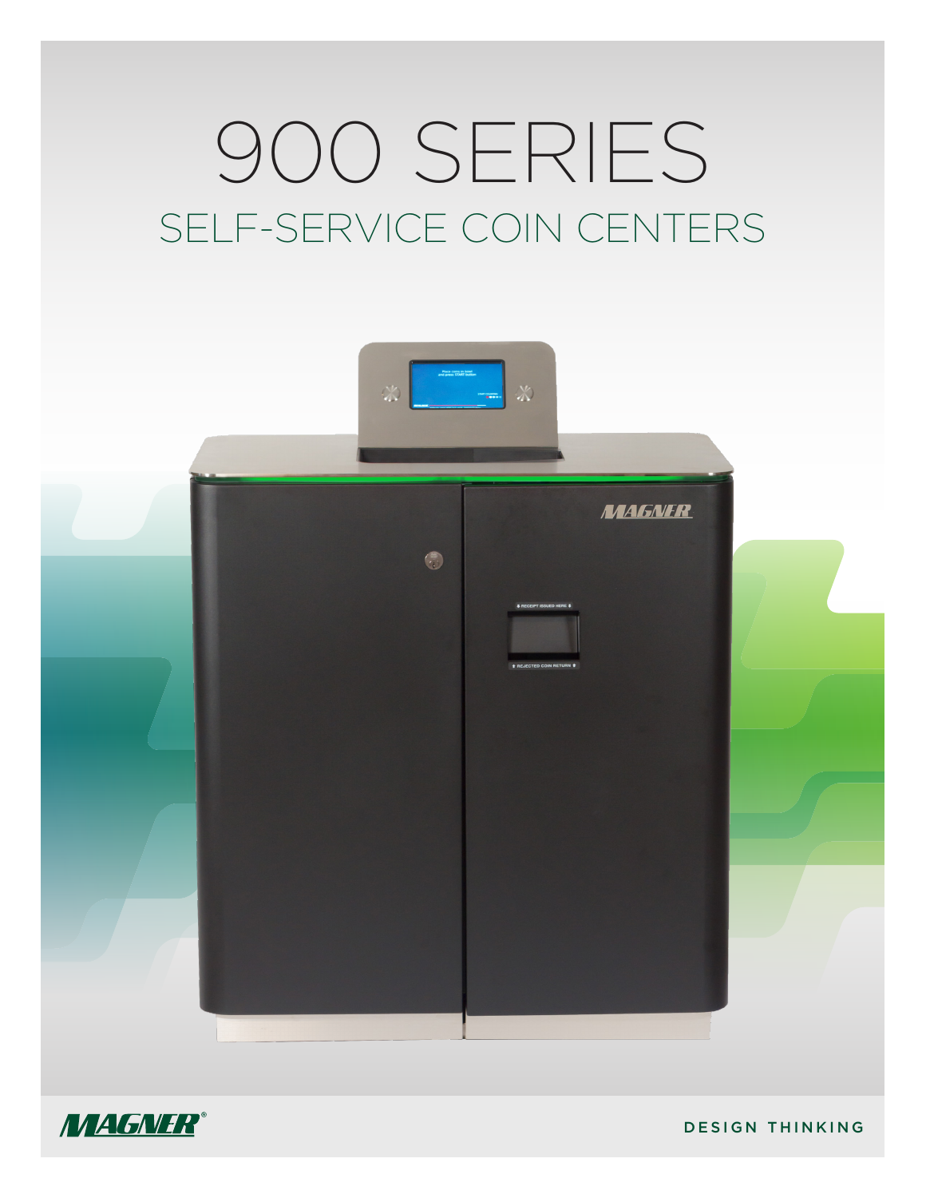# 900 SERIES

## SELF-SERVICE COIN CENTERS

MAGNER®

DESIGN THINKING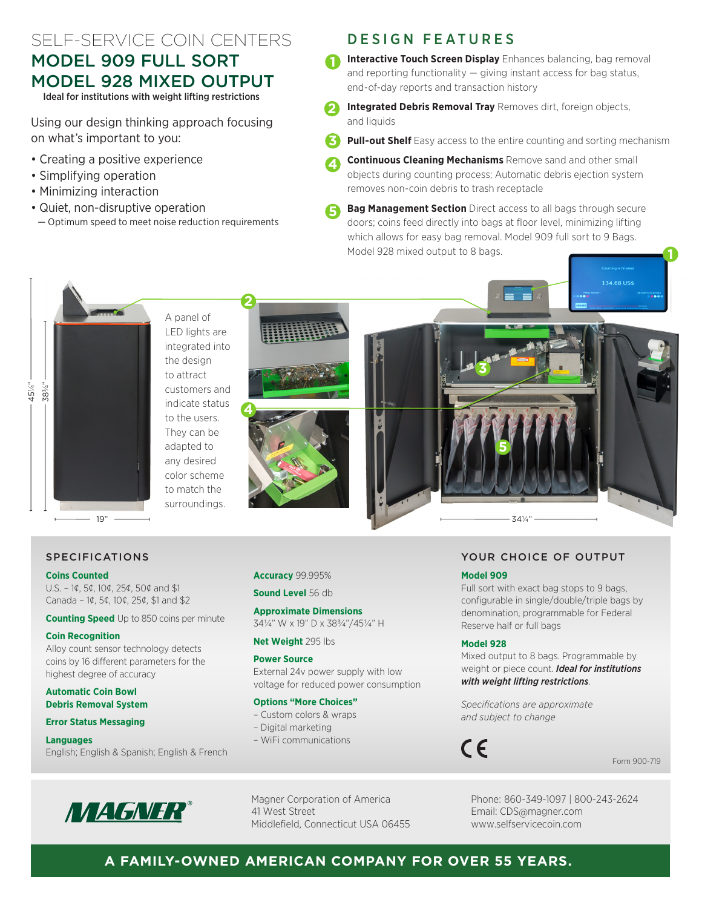SELF-SERVICE COIN CENTERS

# MODEL 909 FULL SORT
# MODEL 928 MIXED OUTPUT

Ideal for institutions with weight lifting restrictions

Using our design thinking approach focusing on what's important to you:

- Creating a positive experience
- Simplifying operation
- Minimizing interaction
- Quiet, non-disruptive operation
  — Optimum speed to meet noise reduction requirements

## DESIGN FEATURES

1. **Interactive Touch Screen Display** Enhances balancing, bag removal and reporting functionality — giving instant access for bag status, end-of-day reports and transaction history
2. **Integrated Debris Removal Tray** Removes dirt, foreign objects, and liquids
3. **Pull-out Shelf** Easy access to the entire counting and sorting mechanism
4. **Continuous Cleaning Mechanisms** Remove sand and other small objects during counting process; Automatic debris ejection system removes non-coin debris to trash receptacle
5. **Bag Management Section** Direct access to all bags through secure doors; coins feed directly into bags at floor level, minimizing lifting which allows for easy bag removal. Model 909 full sort to 9 Bags. Model 928 mixed output to 8 bags.

A panel of LED lights are integrated into the design to attract customers and indicate status to the users. They can be adapted to any desired color scheme to match the surroundings.

45¼" 38¾" 19" 34¼"

## SPECIFICATIONS

**Coins Counted**
U.S. – 1¢, 5¢, 10¢, 25¢, 50¢ and $1
Canada – 1¢, 5¢, 10¢, 25¢, $1 and $2

**Counting Speed** Up to 850 coins per minute

**Coin Recognition**
Alloy count sensor technology detects coins by 16 different parameters for the highest degree of accuracy

**Automatic Coin Bowl**
**Debris Removal System**

**Error Status Messaging**

**Languages**
English; English & Spanish; English & French

**Accuracy** 99.995%

**Sound Level** 56 db

**Approximate Dimensions**
34¼" W x 19" D x 38¾"/45¼" H

**Net Weight** 295 lbs

**Power Source**
External 24v power supply with low voltage for reduced power consumption

**Options "More Choices"**
- Custom colors & wraps
- Digital marketing
- WiFi communications

## YOUR CHOICE OF OUTPUT

**Model 909**
Full sort with exact bag stops to 9 bags, configurable in single/double/triple bags by denomination, programmable for Federal Reserve half or full bags

**Model 928**
Mixed output to 8 bags. Programmable by weight or piece count. ***Ideal for institutions with weight lifting restrictions***.

*Specifications are approximate and subject to change*

CE

Form 900-719

MAGNER®

Magner Corporation of America
41 West Street
Middlefield, Connecticut USA 06455

Phone: 860-349-1097 | 800-243-2624
Email: CDS@magner.com
www.selfservicecoin.com

**A FAMILY-OWNED AMERICAN COMPANY FOR OVER 55 YEARS.**